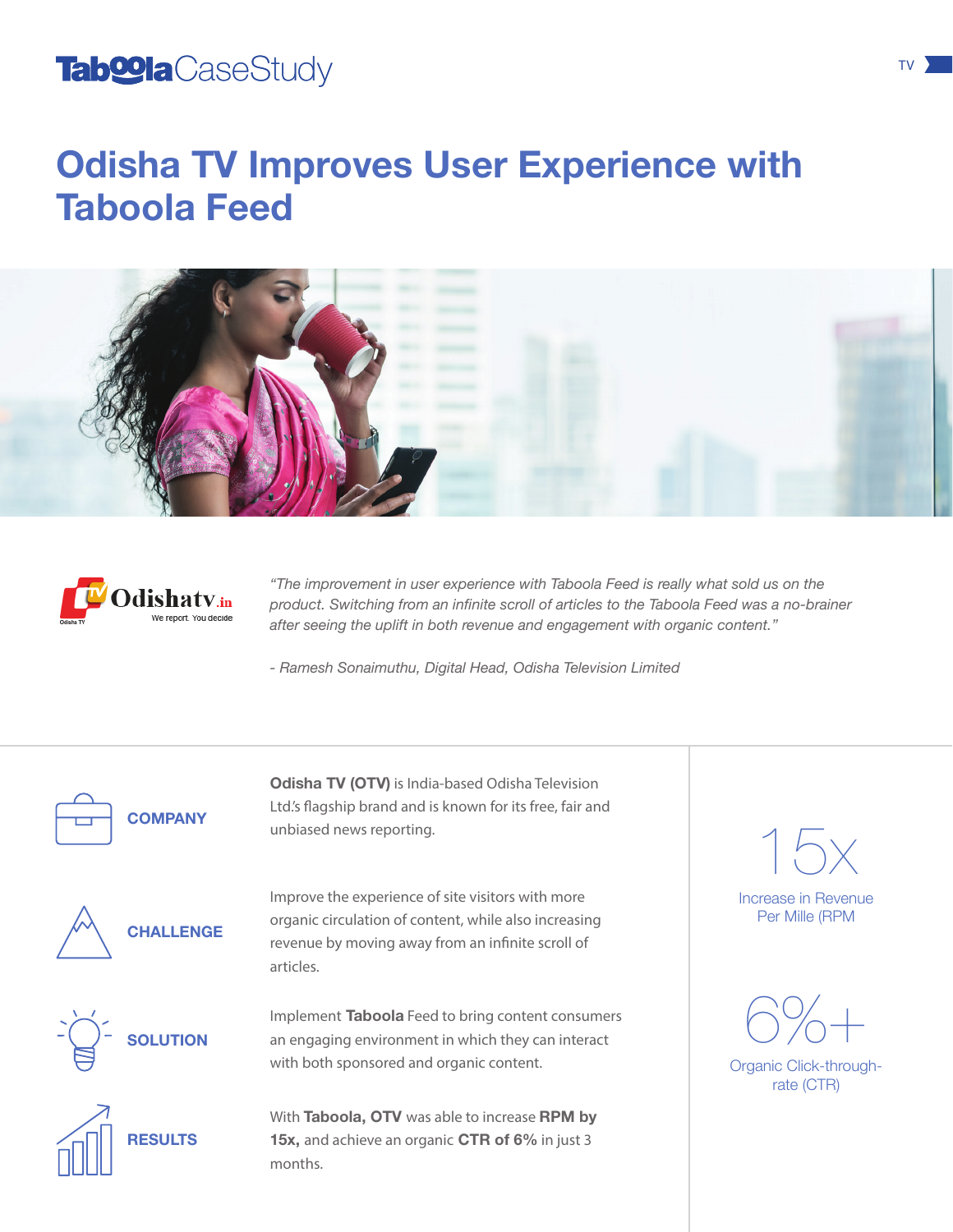Taboola CaseStudy

TV

# Odisha TV Improves User Experience with Taboola Feed

*"The improvement in user experience with Taboola Feed is really what sold us on the product. Switching from an infinite scroll of articles to the Taboola Feed was a no-brainer after seeing the uplift in both revenue and engagement with organic content."*

*- Ramesh Sonaimuthu, Digital Head, Odisha Television Limited*

## COMPANY

**Odisha TV (OTV)** is India-based Odisha Television Ltd.'s flagship brand and is known for its free, fair and unbiased news reporting.

## CHALLENGE

Improve the experience of site visitors with more organic circulation of content, while also increasing revenue by moving away from an infinite scroll of articles.

## SOLUTION

Implement **Taboola** Feed to bring content consumers an engaging environment in which they can interact with both sponsored and organic content.

## RESULTS

With **Taboola, OTV** was able to increase **RPM by 15x,** and achieve an organic **CTR of 6%** in just 3 months.

15x

Increase in Revenue Per Mille (RPM

6%+

Organic Click-through-rate (CTR)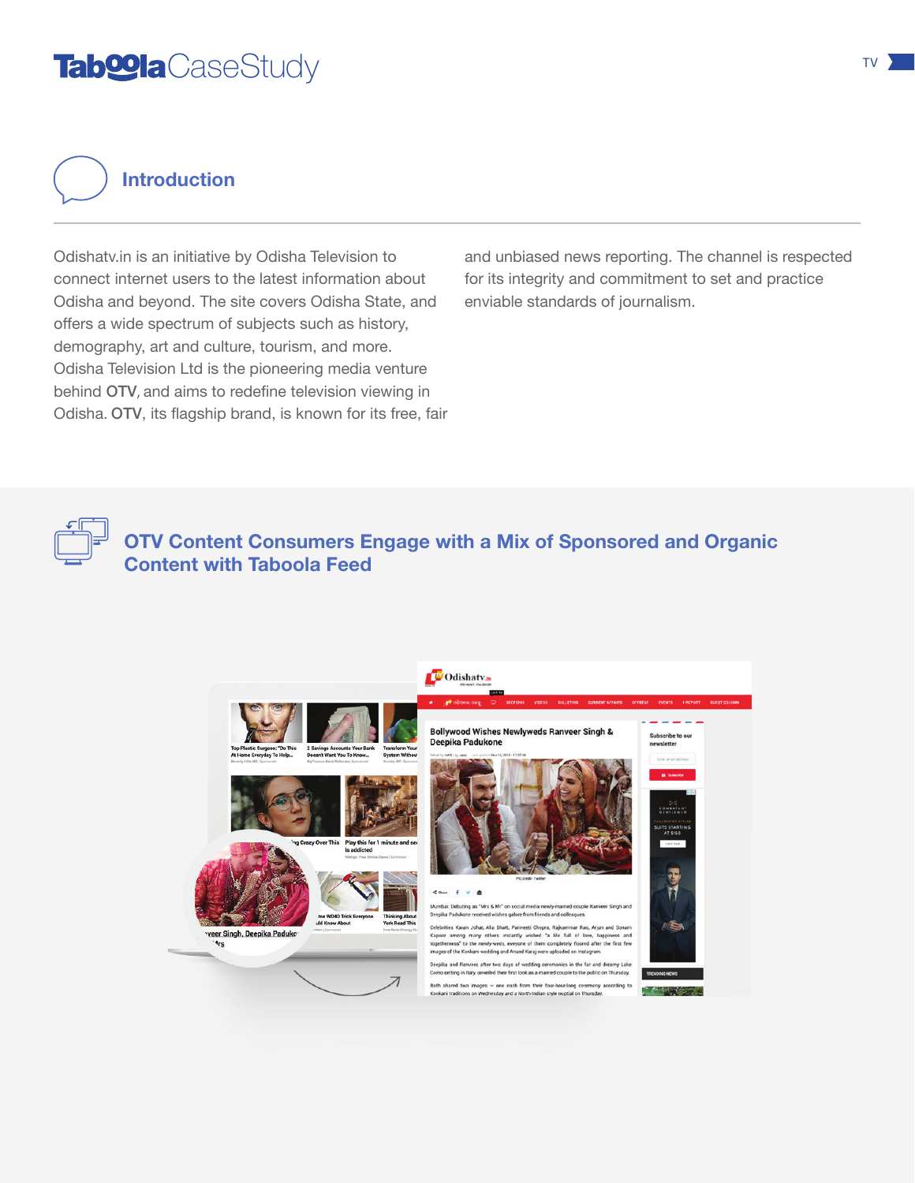## Introduction

Odishatv.in is an initiative by Odisha Television to connect internet users to the latest information about Odisha and beyond. The site covers Odisha State, and offers a wide spectrum of subjects such as history, demography, art and culture, tourism, and more. Odisha Television Ltd is the pioneering media venture behind **OTV**, and aims to redefine television viewing in Odisha. **OTV**, its flagship brand, is known for its free, fair and unbiased news reporting. The channel is respected for its integrity and commitment to set and practice enviable standards of journalism.

## OTV Content Consumers Engage with a Mix of Sponsored and Organic Content with Taboola Feed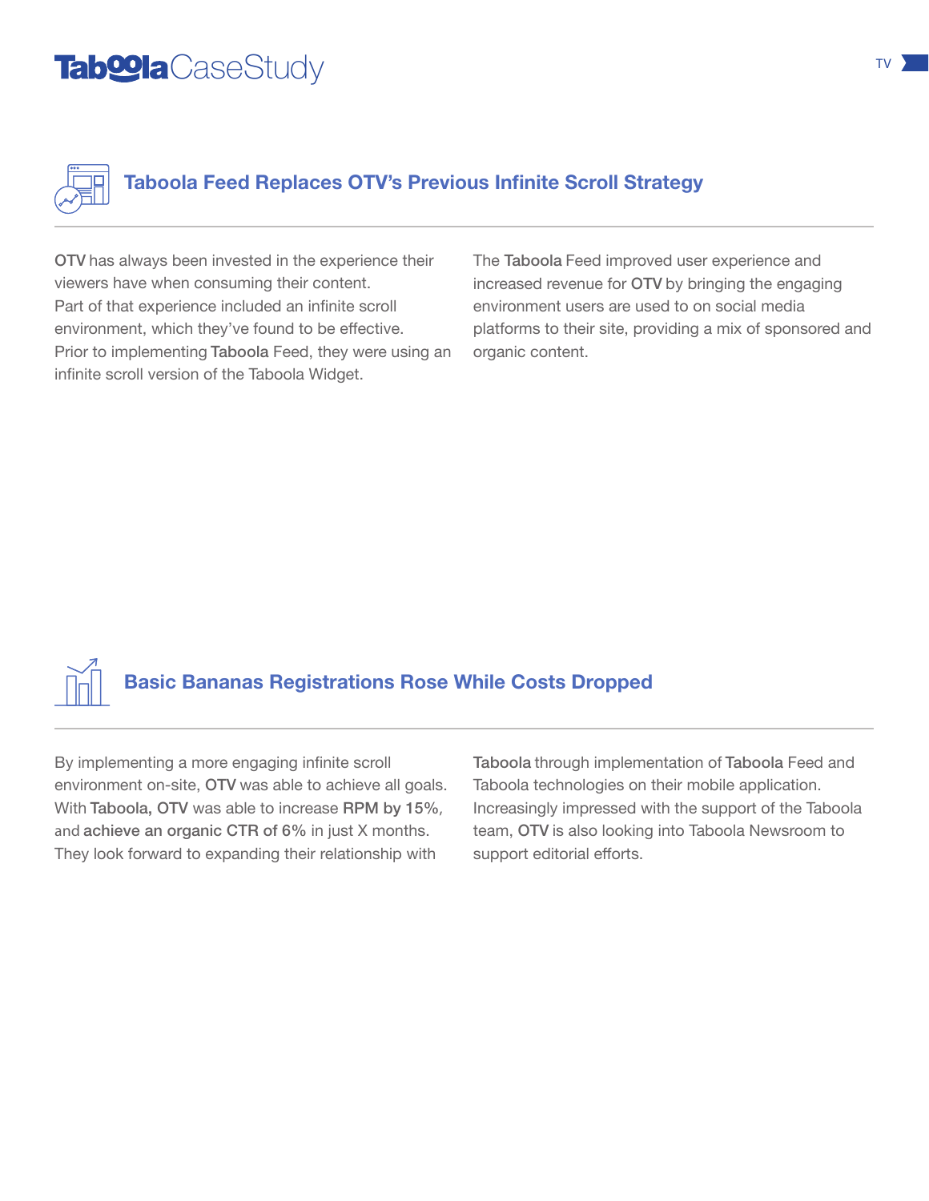## Taboola Feed Replaces OTV's Previous Infinite Scroll Strategy

**OTV** has always been invested in the experience their viewers have when consuming their content. Part of that experience included an infinite scroll environment, which they've found to be effective. Prior to implementing **Taboola** Feed, they were using an infinite scroll version of the Taboola Widget.

The **Taboola** Feed improved user experience and increased revenue for **OTV** by bringing the engaging environment users are used to on social media platforms to their site, providing a mix of sponsored and organic content.

## Basic Bananas Registrations Rose While Costs Dropped

By implementing a more engaging infinite scroll environment on-site, **OTV** was able to achieve all goals. With **Taboola, OTV** was able to increase **RPM by 15%**, and **achieve an organic CTR of 6%** in just X months. They look forward to expanding their relationship with **Taboola** through implementation of **Taboola** Feed and Taboola technologies on their mobile application. Increasingly impressed with the support of the Taboola team, **OTV** is also looking into Taboola Newsroom to support editorial efforts.